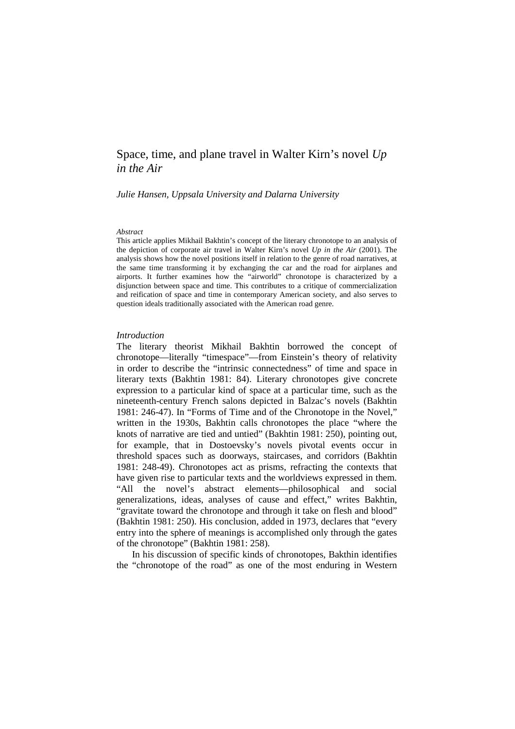# Space, time, and plane travel in Walter Kirn's novel *Up in the Air*

*Julie Hansen, Uppsala University and Dalarna University*

*Abstract*

This article applies Mikhail Bakhtin's concept of the literary chronotope to an analysis of the depiction of corporate air travel in Walter Kirn's novel *Up in the Air* (2001). The analysis shows how the novel positions itself in relation to the genre of road narratives, at the same time transforming it by exchanging the car and the road for airplanes and airports. It further examines how the "airworld" chronotope is characterized by a disjunction between space and time. This contributes to a critique of commercialization and reification of space and time in contemporary American society, and also serves to question ideals traditionally associated with the American road genre.

## *Introduction*

The literary theorist Mikhail Bakhtin borrowed the concept of chronotope—literally "timespace"—from Einstein's theory of relativity in order to describe the "intrinsic connectedness" of time and space in literary texts (Bakhtin 1981: 84). Literary chronotopes give concrete expression to a particular kind of space at a particular time, such as the nineteenth-century French salons depicted in Balzac's novels (Bakhtin 1981: 246-47). In "Forms of Time and of the Chronotope in the Novel," written in the 1930s, Bakhtin calls chronotopes the place "where the knots of narrative are tied and untied" (Bakhtin 1981: 250), pointing out, for example, that in Dostoevsky's novels pivotal events occur in threshold spaces such as doorways, staircases, and corridors (Bakhtin 1981: 248-49). Chronotopes act as prisms, refracting the contexts that have given rise to particular texts and the worldviews expressed in them. "All the novel's abstract elements—philosophical and social generalizations, ideas, analyses of cause and effect," writes Bakhtin, "gravitate toward the chronotope and through it take on flesh and blood" (Bakhtin 1981: 250). His conclusion, added in 1973, declares that "every entry into the sphere of meanings is accomplished only through the gates of the chronotope" (Bakhtin 1981: 258).

In his discussion of specific kinds of chronotopes, Bakhtin identifies the "chronotope of the road" as one of the most enduring in Western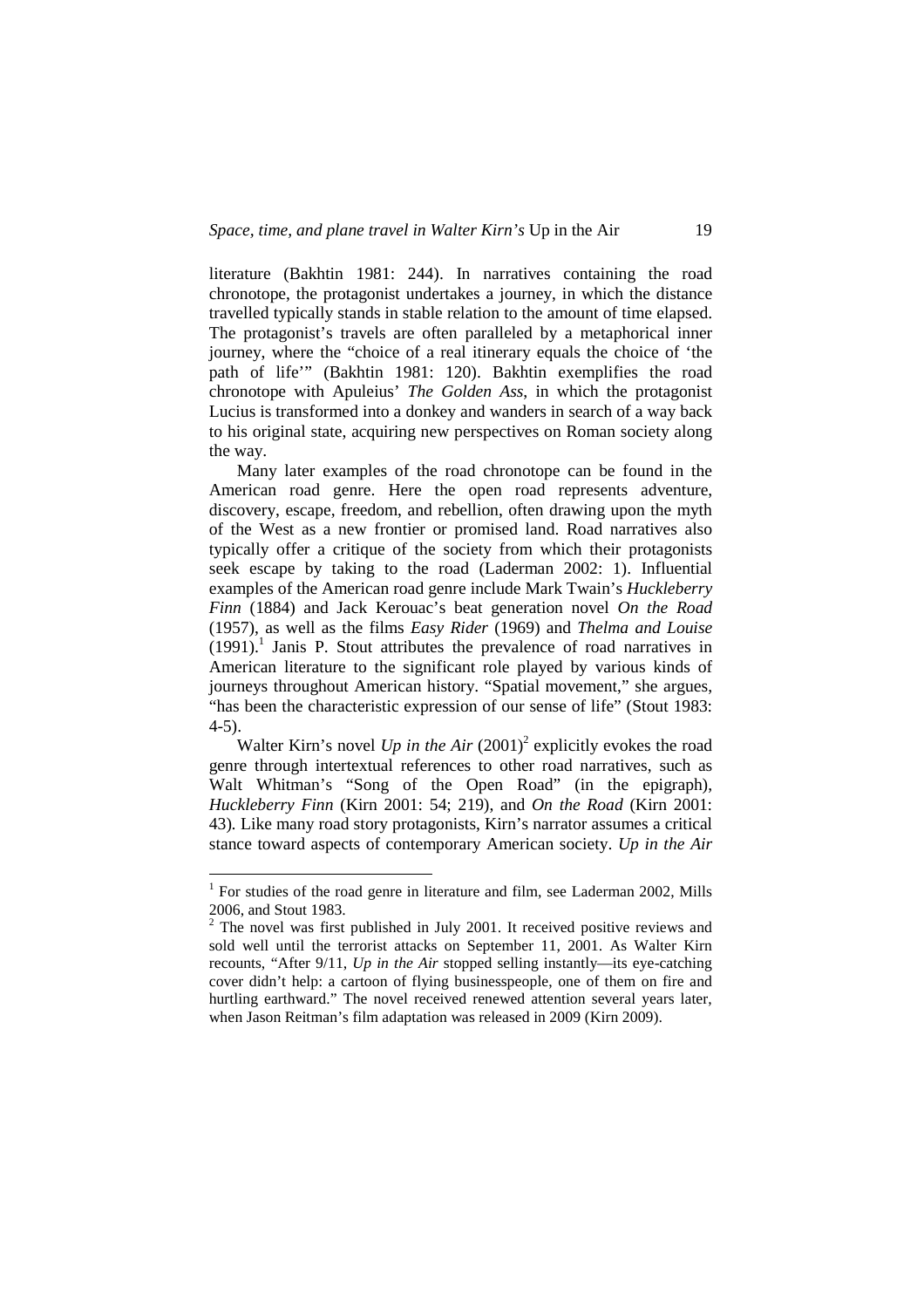literature (Bakhtin 1981: 244). In narratives containing the road chronotope, the protagonist undertakes a journey, in which the distance travelled typically stands in stable relation to the amount of time elapsed. The protagonist's travels are often paralleled by a metaphorical inner journey, where the "choice of a real itinerary equals the choice of 'the path of life'" (Bakhtin 1981: 120). Bakhtin exemplifies the road chronotope with Apuleius' *The Golden Ass*, in which the protagonist Lucius is transformed into a donkey and wanders in search of a way back to his original state, acquiring new perspectives on Roman society along the way.

Many later examples of the road chronotope can be found in the American road genre. Here the open road represents adventure, discovery, escape, freedom, and rebellion, often drawing upon the myth of the West as a new frontier or promised land. Road narratives also typically offer a critique of the society from which their protagonists seek escape by taking to the road (Laderman 2002: 1). Influential examples of the American road genre include Mark Twain's *Huckleberry Finn* (1884) and Jack Kerouac's beat generation novel *On the Road* (1957), as well as the films *Easy Rider* (1969) and *Thelma and Louise* (1991).[1] Janis P. Stout attributes the prevalence of road narratives in American literature to the significant role played by various kinds of journeys throughout American history. "Spatial movement," she argues, "has been the characteristic expression of our sense of life" (Stout 1983: 4-5).

Walter Kirn's novel *Up in the Air* (2001)[2] explicitly evokes the road genre through intertextual references to other road narratives, such as Walt Whitman's "Song of the Open Road" (in the epigraph), *Huckleberry Finn* (Kirn 2001: 54; 219), and *On the Road* (Kirn 2001: 43). Like many road story protagonists, Kirn's narrator assumes a critical stance toward aspects of contemporary American society. *Up in the Air*

---

[1] For studies of the road genre in literature and film, see Laderman 2002, Mills 2006, and Stout 1983.

[2] The novel was first published in July 2001. It received positive reviews and sold well until the terrorist attacks on September 11, 2001. As Walter Kirn recounts, "After 9/11, *Up in the Air* stopped selling instantly—its eye-catching cover didn't help: a cartoon of flying businesspeople, one of them on fire and hurtling earthward." The novel received renewed attention several years later, when Jason Reitman's film adaptation was released in 2009 (Kirn 2009).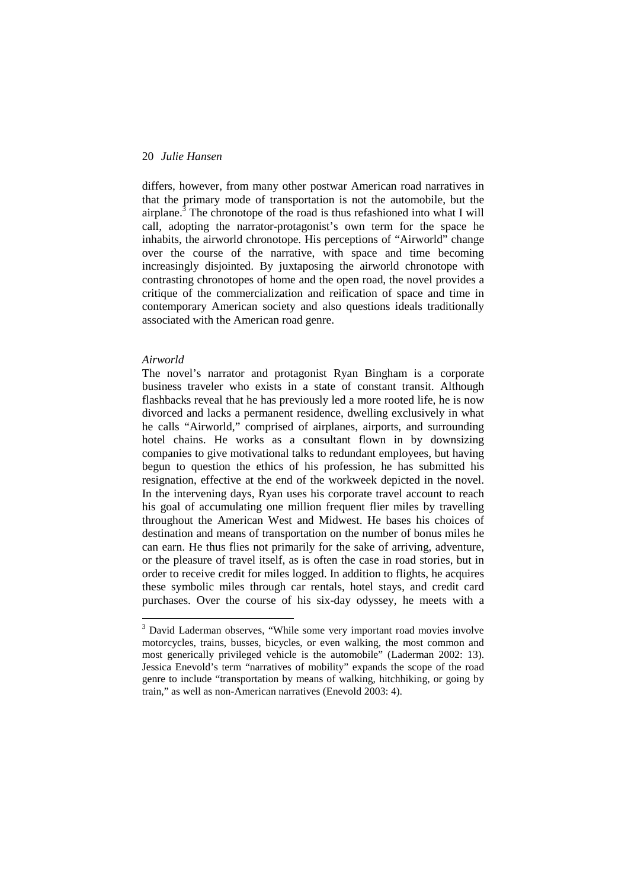differs, however, from many other postwar American road narratives in that the primary mode of transportation is not the automobile, but the airplane.[3] The chronotope of the road is thus refashioned into what I will call, adopting the narrator-protagonist's own term for the space he inhabits, the airworld chronotope. His perceptions of "Airworld" change over the course of the narrative, with space and time becoming increasingly disjointed. By juxtaposing the airworld chronotope with contrasting chronotopes of home and the open road, the novel provides a critique of the commercialization and reification of space and time in contemporary American society and also questions ideals traditionally associated with the American road genre.

### *Airworld*

The novel's narrator and protagonist Ryan Bingham is a corporate business traveler who exists in a state of constant transit. Although flashbacks reveal that he has previously led a more rooted life, he is now divorced and lacks a permanent residence, dwelling exclusively in what he calls "Airworld," comprised of airplanes, airports, and surrounding hotel chains. He works as a consultant flown in by downsizing companies to give motivational talks to redundant employees, but having begun to question the ethics of his profession, he has submitted his resignation, effective at the end of the workweek depicted in the novel. In the intervening days, Ryan uses his corporate travel account to reach his goal of accumulating one million frequent flier miles by travelling throughout the American West and Midwest. He bases his choices of destination and means of transportation on the number of bonus miles he can earn. He thus flies not primarily for the sake of arriving, adventure, or the pleasure of travel itself, as is often the case in road stories, but in order to receive credit for miles logged. In addition to flights, he acquires these symbolic miles through car rentals, hotel stays, and credit card purchases. Over the course of his six-day odyssey, he meets with a

---

[3] David Laderman observes, "While some very important road movies involve motorcycles, trains, busses, bicycles, or even walking, the most common and most generically privileged vehicle is the automobile" (Laderman 2002: 13). Jessica Enevold's term "narratives of mobility" expands the scope of the road genre to include "transportation by means of walking, hitchhiking, or going by train," as well as non-American narratives (Enevold 2003: 4).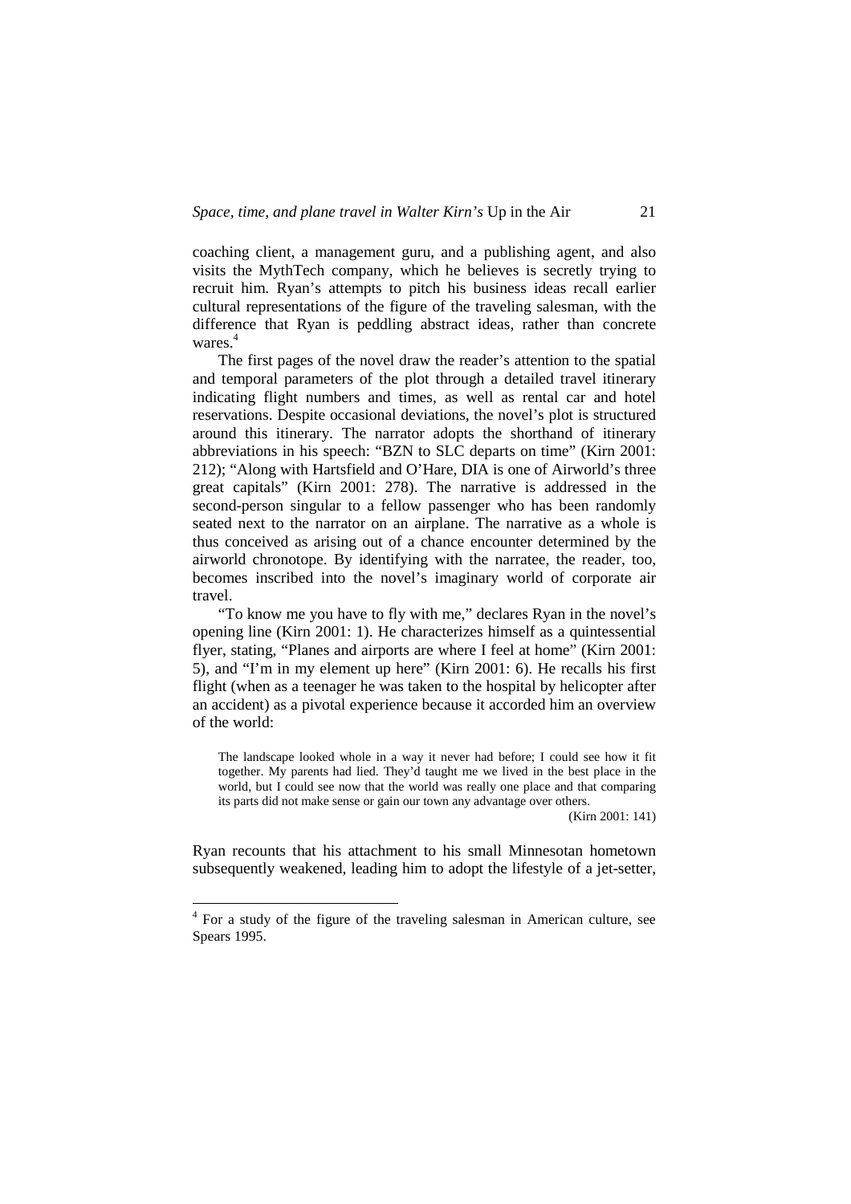coaching client, a management guru, and a publishing agent, and also visits the MythTech company, which he believes is secretly trying to recruit him. Ryan's attempts to pitch his business ideas recall earlier cultural representations of the figure of the traveling salesman, with the difference that Ryan is peddling abstract ideas, rather than concrete wares.[4]

The first pages of the novel draw the reader's attention to the spatial and temporal parameters of the plot through a detailed travel itinerary indicating flight numbers and times, as well as rental car and hotel reservations. Despite occasional deviations, the novel's plot is structured around this itinerary. The narrator adopts the shorthand of itinerary abbreviations in his speech: "BZN to SLC departs on time" (Kirn 2001: 212); "Along with Hartsfield and O'Hare, DIA is one of Airworld's three great capitals" (Kirn 2001: 278). The narrative is addressed in the second-person singular to a fellow passenger who has been randomly seated next to the narrator on an airplane. The narrative as a whole is thus conceived as arising out of a chance encounter determined by the airworld chronotope. By identifying with the narratee, the reader, too, becomes inscribed into the novel's imaginary world of corporate air travel.

"To know me you have to fly with me," declares Ryan in the novel's opening line (Kirn 2001: 1). He characterizes himself as a quintessential flyer, stating, "Planes and airports are where I feel at home" (Kirn 2001: 5), and "I'm in my element up here" (Kirn 2001: 6). He recalls his first flight (when as a teenager he was taken to the hospital by helicopter after an accident) as a pivotal experience because it accorded him an overview of the world:

> The landscape looked whole in a way it never had before; I could see how it fit together. My parents had lied. They'd taught me we lived in the best place in the world, but I could see now that the world was really one place and that comparing its parts did not make sense or gain our town any advantage over others.
>
> (Kirn 2001: 141)

Ryan recounts that his attachment to his small Minnesotan hometown subsequently weakened, leading him to adopt the lifestyle of a jet-setter,

---

[4] For a study of the figure of the traveling salesman in American culture, see Spears 1995.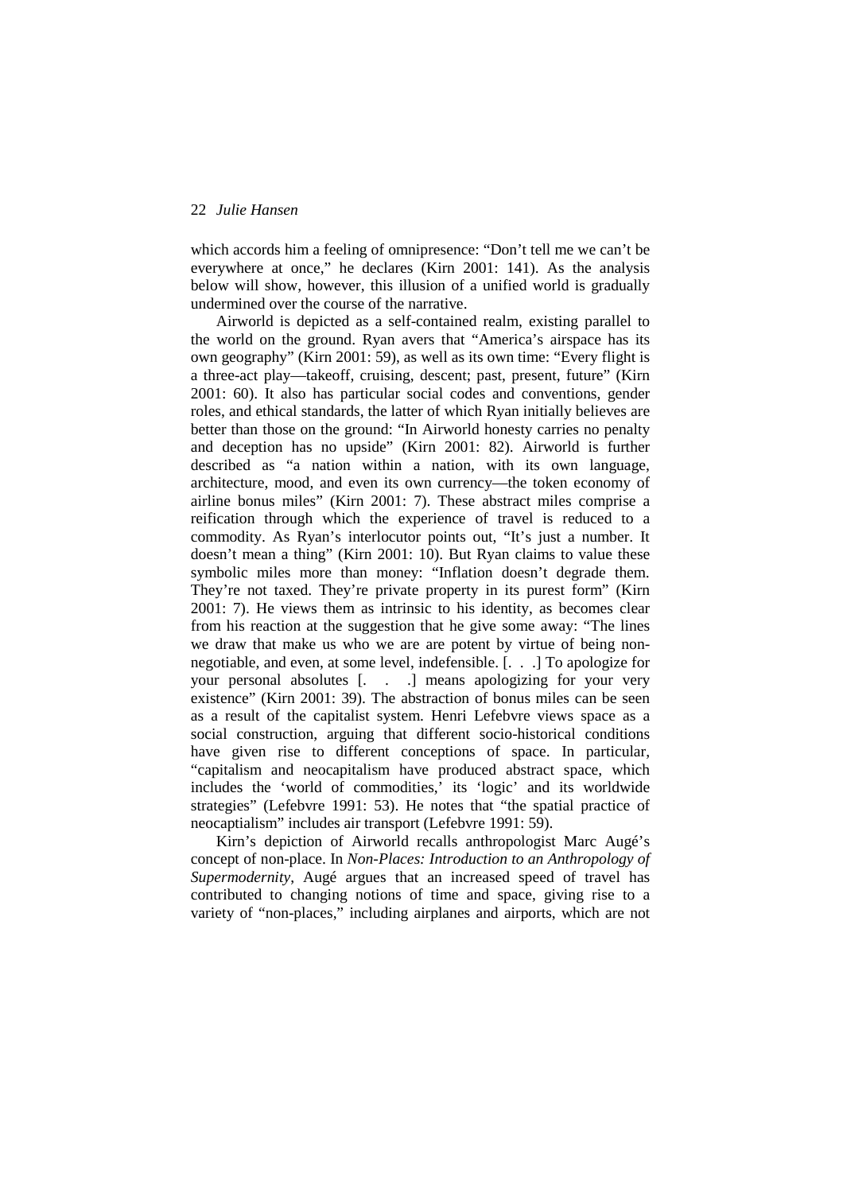which accords him a feeling of omnipresence: "Don't tell me we can't be everywhere at once," he declares (Kirn 2001: 141). As the analysis below will show, however, this illusion of a unified world is gradually undermined over the course of the narrative.

Airworld is depicted as a self-contained realm, existing parallel to the world on the ground. Ryan avers that "America's airspace has its own geography" (Kirn 2001: 59), as well as its own time: "Every flight is a three-act play—takeoff, cruising, descent; past, present, future" (Kirn 2001: 60). It also has particular social codes and conventions, gender roles, and ethical standards, the latter of which Ryan initially believes are better than those on the ground: "In Airworld honesty carries no penalty and deception has no upside" (Kirn 2001: 82). Airworld is further described as "a nation within a nation, with its own language, architecture, mood, and even its own currency—the token economy of airline bonus miles" (Kirn 2001: 7). These abstract miles comprise a reification through which the experience of travel is reduced to a commodity. As Ryan's interlocutor points out, "It's just a number. It doesn't mean a thing" (Kirn 2001: 10). But Ryan claims to value these symbolic miles more than money: "Inflation doesn't degrade them. They're not taxed. They're private property in its purest form" (Kirn 2001: 7). He views them as intrinsic to his identity, as becomes clear from his reaction at the suggestion that he give some away: "The lines we draw that make us who we are are potent by virtue of being non-negotiable, and even, at some level, indefensible. [. . .] To apologize for your personal absolutes [. . .] means apologizing for your very existence" (Kirn 2001: 39). The abstraction of bonus miles can be seen as a result of the capitalist system. Henri Lefebvre views space as a social construction, arguing that different socio-historical conditions have given rise to different conceptions of space. In particular, "capitalism and neocapitalism have produced abstract space, which includes the 'world of commodities,' its 'logic' and its worldwide strategies" (Lefebvre 1991: 53). He notes that "the spatial practice of neocaptialism" includes air transport (Lefebvre 1991: 59).

Kirn's depiction of Airworld recalls anthropologist Marc Augé's concept of non-place. In *Non-Places: Introduction to an Anthropology of Supermodernity*, Augé argues that an increased speed of travel has contributed to changing notions of time and space, giving rise to a variety of "non-places," including airplanes and airports, which are not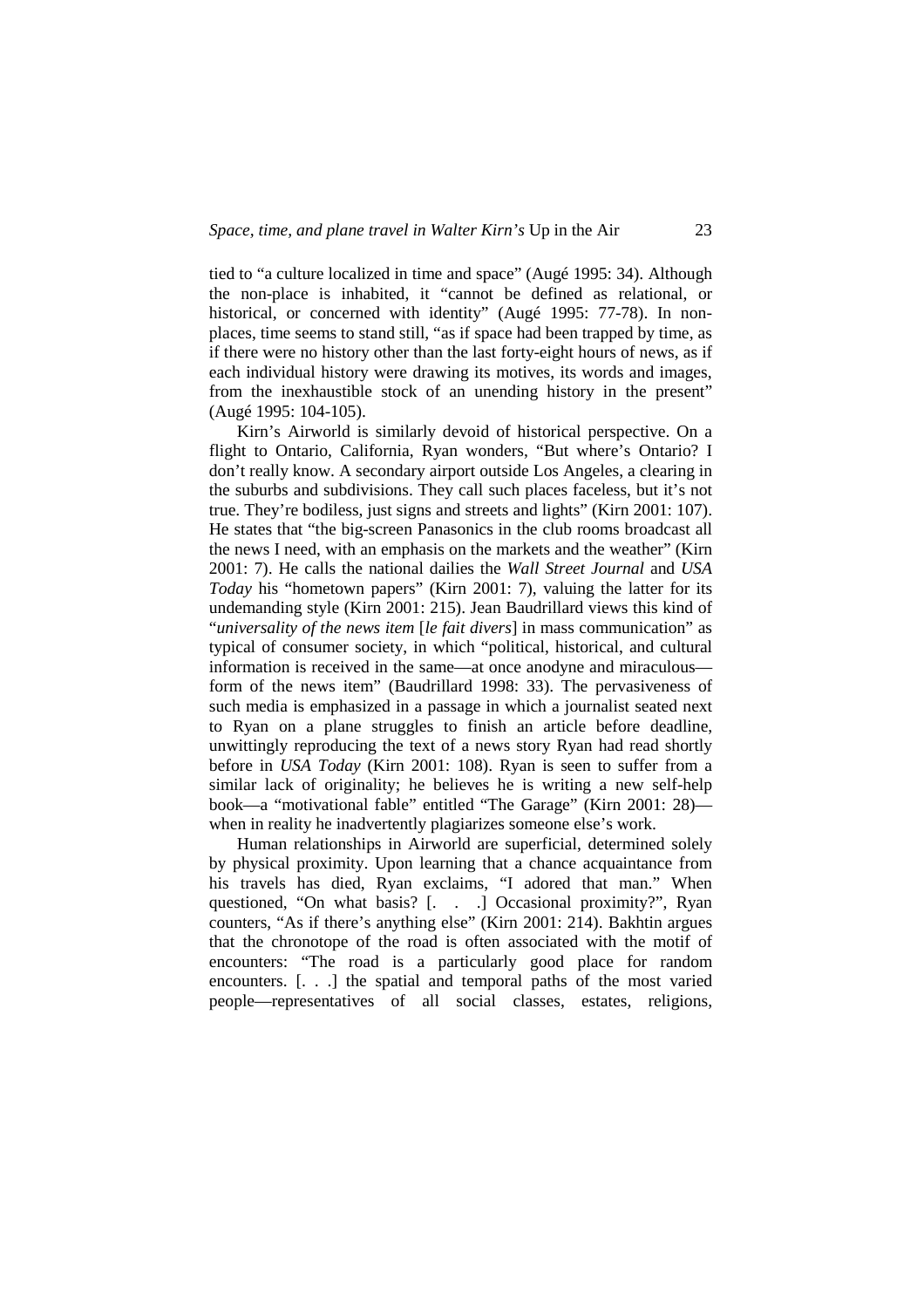tied to "a culture localized in time and space" (Augé 1995: 34). Although the non-place is inhabited, it "cannot be defined as relational, or historical, or concerned with identity" (Augé 1995: 77-78). In non-places, time seems to stand still, "as if space had been trapped by time, as if there were no history other than the last forty-eight hours of news, as if each individual history were drawing its motives, its words and images, from the inexhaustible stock of an unending history in the present" (Augé 1995: 104-105).

Kirn's Airworld is similarly devoid of historical perspective. On a flight to Ontario, California, Ryan wonders, "But where's Ontario? I don't really know. A secondary airport outside Los Angeles, a clearing in the suburbs and subdivisions. They call such places faceless, but it's not true. They're bodiless, just signs and streets and lights" (Kirn 2001: 107). He states that "the big-screen Panasonics in the club rooms broadcast all the news I need, with an emphasis on the markets and the weather" (Kirn 2001: 7). He calls the national dailies the *Wall Street Journal* and *USA Today* his "hometown papers" (Kirn 2001: 7), valuing the latter for its undemanding style (Kirn 2001: 215). Jean Baudrillard views this kind of "*universality of the news item* [*le fait divers*] in mass communication" as typical of consumer society, in which "political, historical, and cultural information is received in the same—at once anodyne and miraculous—form of the news item" (Baudrillard 1998: 33). The pervasiveness of such media is emphasized in a passage in which a journalist seated next to Ryan on a plane struggles to finish an article before deadline, unwittingly reproducing the text of a news story Ryan had read shortly before in *USA Today* (Kirn 2001: 108). Ryan is seen to suffer from a similar lack of originality; he believes he is writing a new self-help book—a "motivational fable" entitled "The Garage" (Kirn 2001: 28)—when in reality he inadvertently plagiarizes someone else's work.

Human relationships in Airworld are superficial, determined solely by physical proximity. Upon learning that a chance acquaintance from his travels has died, Ryan exclaims, "I adored that man." When questioned, "On what basis? [. . .] Occasional proximity?", Ryan counters, "As if there's anything else" (Kirn 2001: 214). Bakhtin argues that the chronotope of the road is often associated with the motif of encounters: "The road is a particularly good place for random encounters. [. . .] the spatial and temporal paths of the most varied people—representatives of all social classes, estates, religions,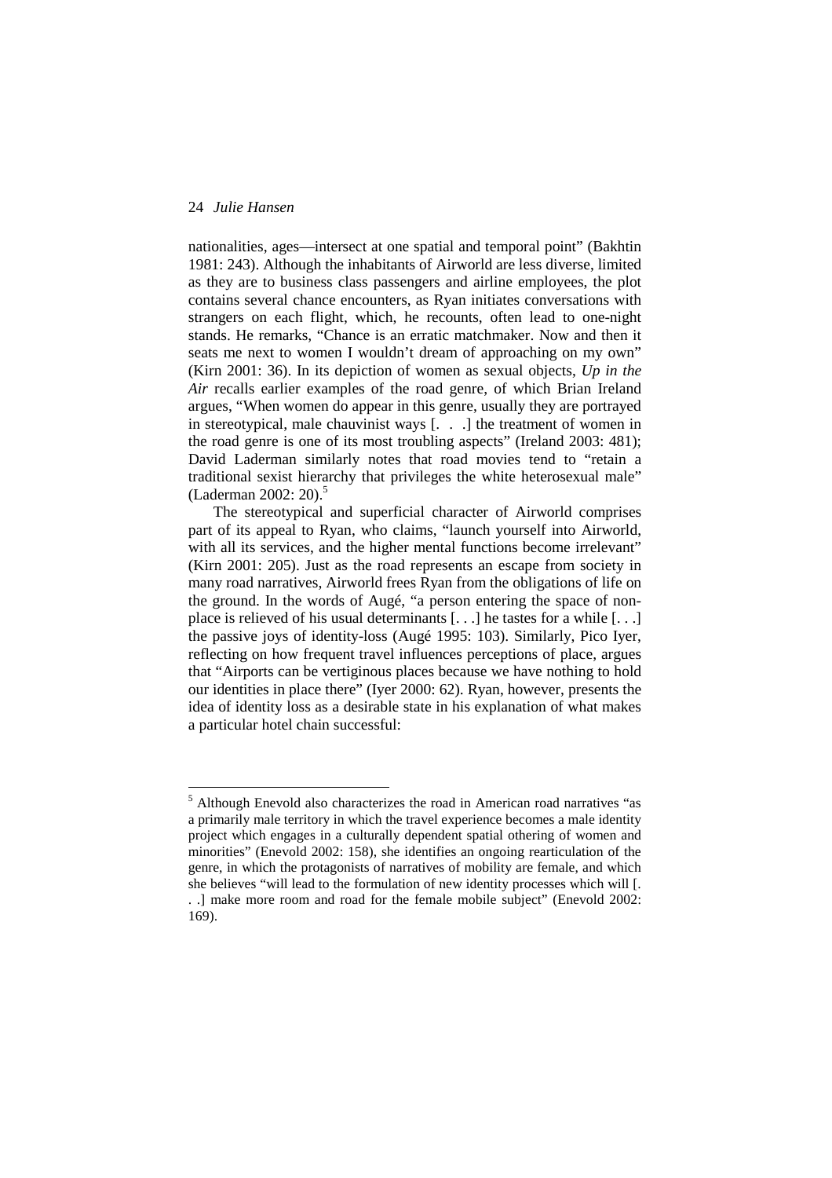nationalities, ages—intersect at one spatial and temporal point" (Bakhtin 1981: 243). Although the inhabitants of Airworld are less diverse, limited as they are to business class passengers and airline employees, the plot contains several chance encounters, as Ryan initiates conversations with strangers on each flight, which, he recounts, often lead to one-night stands. He remarks, "Chance is an erratic matchmaker. Now and then it seats me next to women I wouldn't dream of approaching on my own" (Kirn 2001: 36). In its depiction of women as sexual objects, *Up in the Air* recalls earlier examples of the road genre, of which Brian Ireland argues, "When women do appear in this genre, usually they are portrayed in stereotypical, male chauvinist ways [. . .] the treatment of women in the road genre is one of its most troubling aspects" (Ireland 2003: 481); David Laderman similarly notes that road movies tend to "retain a traditional sexist hierarchy that privileges the white heterosexual male" (Laderman 2002: 20).[5]

The stereotypical and superficial character of Airworld comprises part of its appeal to Ryan, who claims, "launch yourself into Airworld, with all its services, and the higher mental functions become irrelevant" (Kirn 2001: 205). Just as the road represents an escape from society in many road narratives, Airworld frees Ryan from the obligations of life on the ground. In the words of Augé, "a person entering the space of non-place is relieved of his usual determinants [. . .] he tastes for a while [. . .] the passive joys of identity-loss (Augé 1995: 103). Similarly, Pico Iyer, reflecting on how frequent travel influences perceptions of place, argues that "Airports can be vertiginous places because we have nothing to hold our identities in place there" (Iyer 2000: 62). Ryan, however, presents the idea of identity loss as a desirable state in his explanation of what makes a particular hotel chain successful:

---

[5] Although Enevold also characterizes the road in American road narratives "as a primarily male territory in which the travel experience becomes a male identity project which engages in a culturally dependent spatial othering of women and minorities" (Enevold 2002: 158), she identifies an ongoing rearticulation of the genre, in which the protagonists of narratives of mobility are female, and which she believes "will lead to the formulation of new identity processes which will [. . .] make more room and road for the female mobile subject" (Enevold 2002: 169).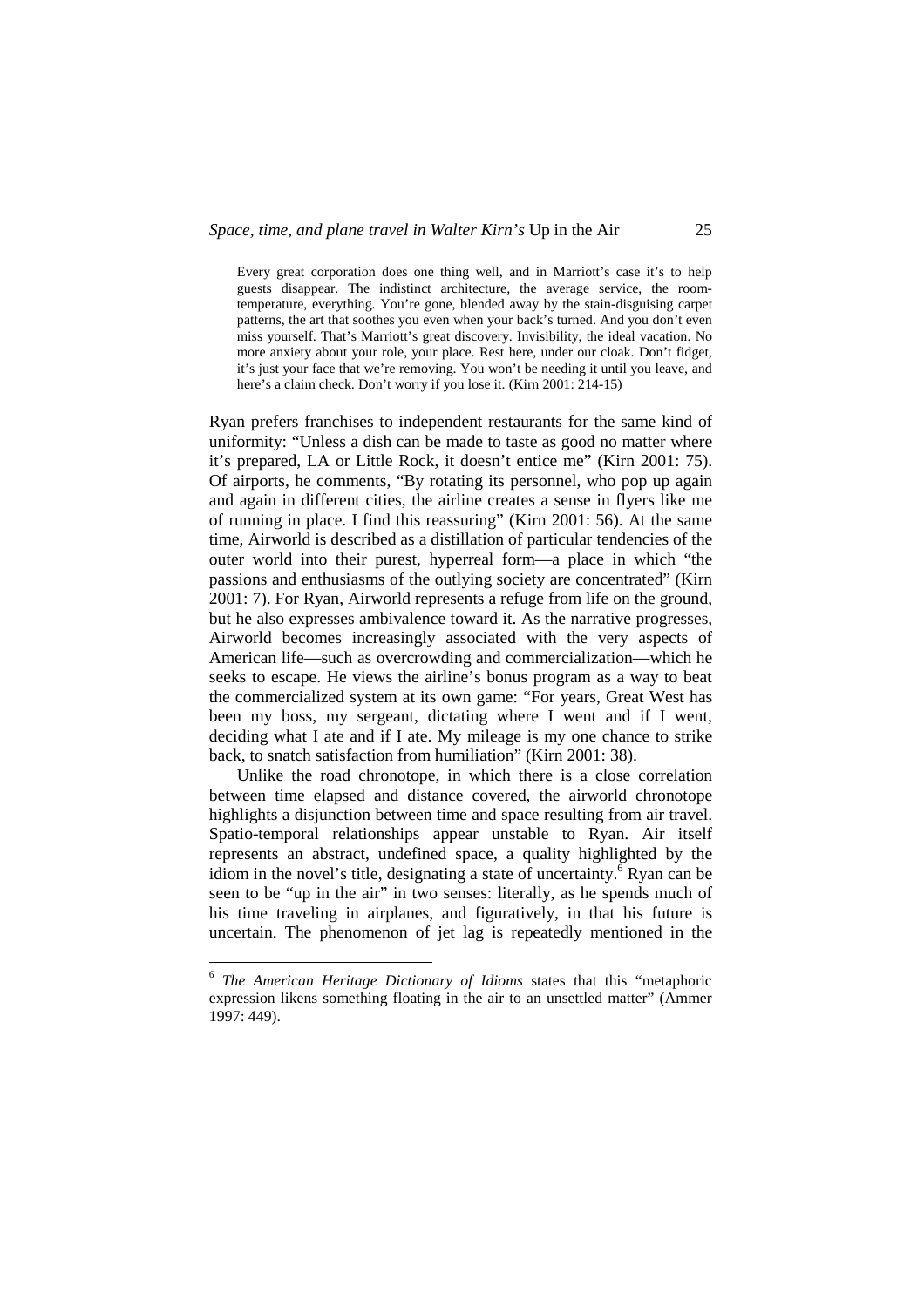> Every great corporation does one thing well, and in Marriott's case it's to help guests disappear. The indistinct architecture, the average service, the room-temperature, everything. You're gone, blended away by the stain-disguising carpet patterns, the art that soothes you even when your back's turned. And you don't even miss yourself. That's Marriott's great discovery. Invisibility, the ideal vacation. No more anxiety about your role, your place. Rest here, under our cloak. Don't fidget, it's just your face that we're removing. You won't be needing it until you leave, and here's a claim check. Don't worry if you lose it. (Kirn 2001: 214-15)

Ryan prefers franchises to independent restaurants for the same kind of uniformity: "Unless a dish can be made to taste as good no matter where it's prepared, LA or Little Rock, it doesn't entice me" (Kirn 2001: 75). Of airports, he comments, "By rotating its personnel, who pop up again and again in different cities, the airline creates a sense in flyers like me of running in place. I find this reassuring" (Kirn 2001: 56). At the same time, Airworld is described as a distillation of particular tendencies of the outer world into their purest, hyperreal form—a place in which "the passions and enthusiasms of the outlying society are concentrated" (Kirn 2001: 7). For Ryan, Airworld represents a refuge from life on the ground, but he also expresses ambivalence toward it. As the narrative progresses, Airworld becomes increasingly associated with the very aspects of American life—such as overcrowding and commercialization—which he seeks to escape. He views the airline's bonus program as a way to beat the commercialized system at its own game: "For years, Great West has been my boss, my sergeant, dictating where I went and if I went, deciding what I ate and if I ate. My mileage is my one chance to strike back, to snatch satisfaction from humiliation" (Kirn 2001: 38).

Unlike the road chronotope, in which there is a close correlation between time elapsed and distance covered, the airworld chronotope highlights a disjunction between time and space resulting from air travel. Spatio-temporal relationships appear unstable to Ryan. Air itself represents an abstract, undefined space, a quality highlighted by the idiom in the novel's title, designating a state of uncertainty.[6] Ryan can be seen to be "up in the air" in two senses: literally, as he spends much of his time traveling in airplanes, and figuratively, in that his future is uncertain. The phenomenon of jet lag is repeatedly mentioned in the

[6] *The American Heritage Dictionary of Idioms* states that this "metaphoric expression likens something floating in the air to an unsettled matter" (Ammer 1997: 449).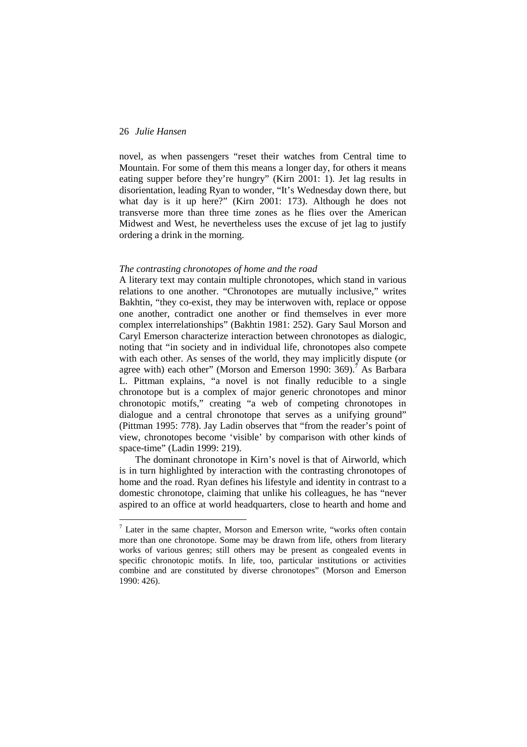novel, as when passengers "reset their watches from Central time to Mountain. For some of them this means a longer day, for others it means eating supper before they're hungry" (Kirn 2001: 1). Jet lag results in disorientation, leading Ryan to wonder, "It's Wednesday down there, but what day is it up here?" (Kirn 2001: 173). Although he does not transverse more than three time zones as he flies over the American Midwest and West, he nevertheless uses the excuse of jet lag to justify ordering a drink in the morning.

*The contrasting chronotopes of home and the road*

A literary text may contain multiple chronotopes, which stand in various relations to one another. "Chronotopes are mutually inclusive," writes Bakhtin, "they co-exist, they may be interwoven with, replace or oppose one another, contradict one another or find themselves in ever more complex interrelationships" (Bakhtin 1981: 252). Gary Saul Morson and Caryl Emerson characterize interaction between chronotopes as dialogic, noting that "in society and in individual life, chronotopes also compete with each other. As senses of the world, they may implicitly dispute (or agree with) each other" (Morson and Emerson 1990: 369).[7] As Barbara L. Pittman explains, "a novel is not finally reducible to a single chronotope but is a complex of major generic chronotopes and minor chronotopic motifs," creating "a web of competing chronotopes in dialogue and a central chronotope that serves as a unifying ground" (Pittman 1995: 778). Jay Ladin observes that "from the reader's point of view, chronotopes become 'visible' by comparison with other kinds of space-time" (Ladin 1999: 219).

The dominant chronotope in Kirn's novel is that of Airworld, which is in turn highlighted by interaction with the contrasting chronotopes of home and the road. Ryan defines his lifestyle and identity in contrast to a domestic chronotope, claiming that unlike his colleagues, he has "never aspired to an office at world headquarters, close to hearth and home and

---

[7] Later in the same chapter, Morson and Emerson write, "works often contain more than one chronotope. Some may be drawn from life, others from literary works of various genres; still others may be present as congealed events in specific chronotopic motifs. In life, too, particular institutions or activities combine and are constituted by diverse chronotopes" (Morson and Emerson 1990: 426).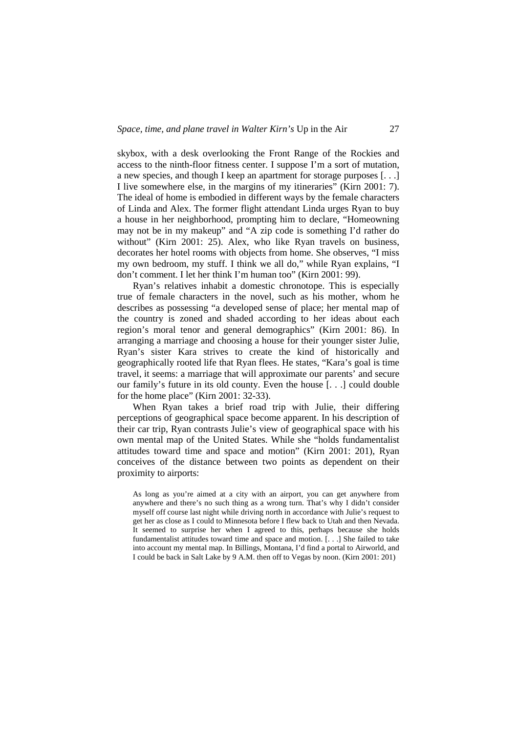skybox, with a desk overlooking the Front Range of the Rockies and access to the ninth-floor fitness center. I suppose I'm a sort of mutation, a new species, and though I keep an apartment for storage purposes [. . .] I live somewhere else, in the margins of my itineraries" (Kirn 2001: 7). The ideal of home is embodied in different ways by the female characters of Linda and Alex. The former flight attendant Linda urges Ryan to buy a house in her neighborhood, prompting him to declare, "Homeowning may not be in my makeup" and "A zip code is something I'd rather do without" (Kirn 2001: 25). Alex, who like Ryan travels on business, decorates her hotel rooms with objects from home. She observes, "I miss my own bedroom, my stuff. I think we all do," while Ryan explains, "I don't comment. I let her think I'm human too" (Kirn 2001: 99).

Ryan's relatives inhabit a domestic chronotope. This is especially true of female characters in the novel, such as his mother, whom he describes as possessing "a developed sense of place; her mental map of the country is zoned and shaded according to her ideas about each region's moral tenor and general demographics" (Kirn 2001: 86). In arranging a marriage and choosing a house for their younger sister Julie, Ryan's sister Kara strives to create the kind of historically and geographically rooted life that Ryan flees. He states, "Kara's goal is time travel, it seems: a marriage that will approximate our parents' and secure our family's future in its old county. Even the house [. . .] could double for the home place" (Kirn 2001: 32-33).

When Ryan takes a brief road trip with Julie, their differing perceptions of geographical space become apparent. In his description of their car trip, Ryan contrasts Julie's view of geographical space with his own mental map of the United States. While she "holds fundamentalist attitudes toward time and space and motion" (Kirn 2001: 201), Ryan conceives of the distance between two points as dependent on their proximity to airports:

> As long as you're aimed at a city with an airport, you can get anywhere from anywhere and there's no such thing as a wrong turn. That's why I didn't consider myself off course last night while driving north in accordance with Julie's request to get her as close as I could to Minnesota before I flew back to Utah and then Nevada. It seemed to surprise her when I agreed to this, perhaps because she holds fundamentalist attitudes toward time and space and motion. [. . .] She failed to take into account my mental map. In Billings, Montana, I'd find a portal to Airworld, and I could be back in Salt Lake by 9 A.M. then off to Vegas by noon. (Kirn 2001: 201)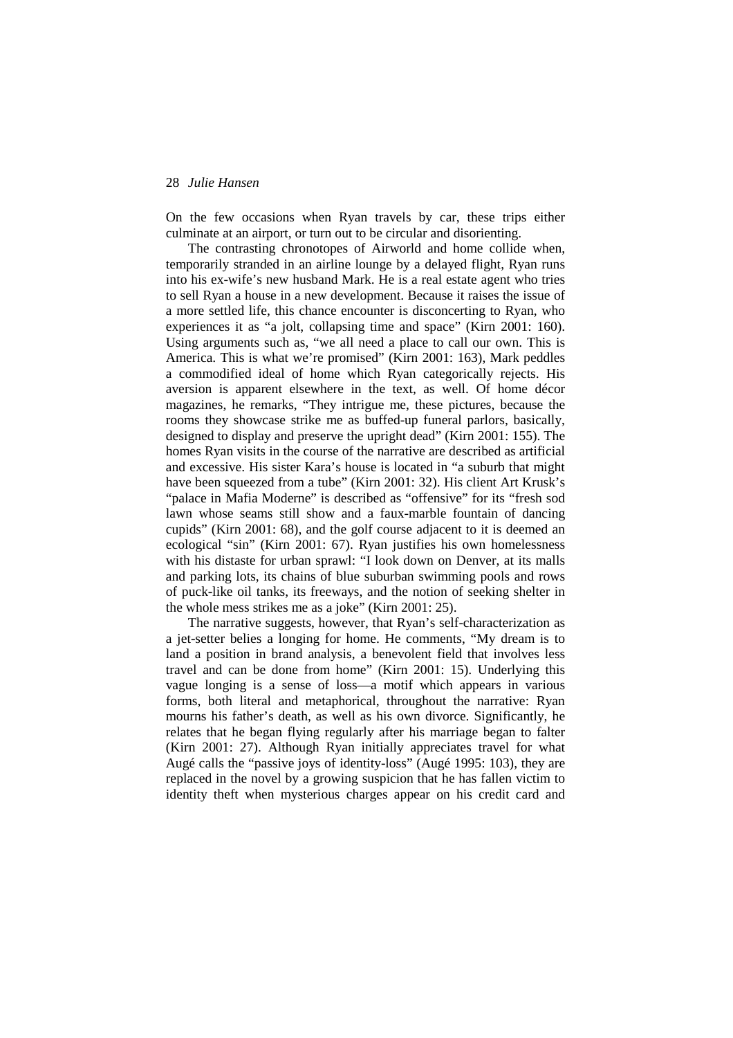On the few occasions when Ryan travels by car, these trips either culminate at an airport, or turn out to be circular and disorienting.

The contrasting chronotopes of Airworld and home collide when, temporarily stranded in an airline lounge by a delayed flight, Ryan runs into his ex-wife's new husband Mark. He is a real estate agent who tries to sell Ryan a house in a new development. Because it raises the issue of a more settled life, this chance encounter is disconcerting to Ryan, who experiences it as "a jolt, collapsing time and space" (Kirn 2001: 160). Using arguments such as, "we all need a place to call our own. This is America. This is what we're promised" (Kirn 2001: 163), Mark peddles a commodified ideal of home which Ryan categorically rejects. His aversion is apparent elsewhere in the text, as well. Of home décor magazines, he remarks, "They intrigue me, these pictures, because the rooms they showcase strike me as buffed-up funeral parlors, basically, designed to display and preserve the upright dead" (Kirn 2001: 155). The homes Ryan visits in the course of the narrative are described as artificial and excessive. His sister Kara's house is located in "a suburb that might have been squeezed from a tube" (Kirn 2001: 32). His client Art Krusk's "palace in Mafia Moderne" is described as "offensive" for its "fresh sod lawn whose seams still show and a faux-marble fountain of dancing cupids" (Kirn 2001: 68), and the golf course adjacent to it is deemed an ecological "sin" (Kirn 2001: 67). Ryan justifies his own homelessness with his distaste for urban sprawl: "I look down on Denver, at its malls and parking lots, its chains of blue suburban swimming pools and rows of puck-like oil tanks, its freeways, and the notion of seeking shelter in the whole mess strikes me as a joke" (Kirn 2001: 25).

The narrative suggests, however, that Ryan's self-characterization as a jet-setter belies a longing for home. He comments, "My dream is to land a position in brand analysis, a benevolent field that involves less travel and can be done from home" (Kirn 2001: 15). Underlying this vague longing is a sense of loss—a motif which appears in various forms, both literal and metaphorical, throughout the narrative: Ryan mourns his father's death, as well as his own divorce. Significantly, he relates that he began flying regularly after his marriage began to falter (Kirn 2001: 27). Although Ryan initially appreciates travel for what Augé calls the "passive joys of identity-loss" (Augé 1995: 103), they are replaced in the novel by a growing suspicion that he has fallen victim to identity theft when mysterious charges appear on his credit card and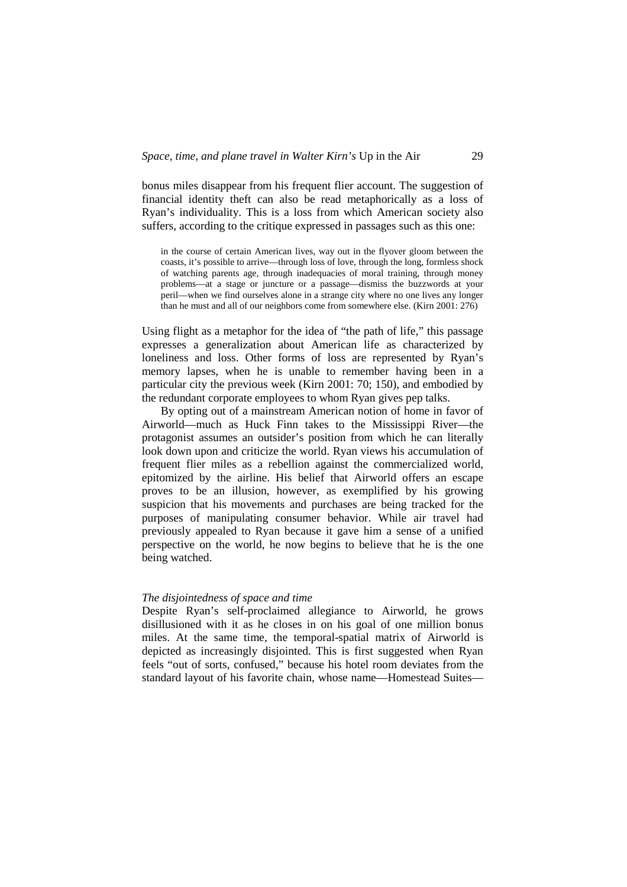bonus miles disappear from his frequent flier account. The suggestion of financial identity theft can also be read metaphorically as a loss of Ryan's individuality. This is a loss from which American society also suffers, according to the critique expressed in passages such as this one:

> in the course of certain American lives, way out in the flyover gloom between the coasts, it's possible to arrive—through loss of love, through the long, formless shock of watching parents age, through inadequacies of moral training, through money problems—at a stage or juncture or a passage—dismiss the buzzwords at your peril—when we find ourselves alone in a strange city where no one lives any longer than he must and all of our neighbors come from somewhere else. (Kirn 2001: 276)

Using flight as a metaphor for the idea of "the path of life," this passage expresses a generalization about American life as characterized by loneliness and loss. Other forms of loss are represented by Ryan's memory lapses, when he is unable to remember having been in a particular city the previous week (Kirn 2001: 70; 150), and embodied by the redundant corporate employees to whom Ryan gives pep talks.

By opting out of a mainstream American notion of home in favor of Airworld—much as Huck Finn takes to the Mississippi River—the protagonist assumes an outsider's position from which he can literally look down upon and criticize the world. Ryan views his accumulation of frequent flier miles as a rebellion against the commercialized world, epitomized by the airline. His belief that Airworld offers an escape proves to be an illusion, however, as exemplified by his growing suspicion that his movements and purchases are being tracked for the purposes of manipulating consumer behavior. While air travel had previously appealed to Ryan because it gave him a sense of a unified perspective on the world, he now begins to believe that he is the one being watched.

*The disjointedness of space and time*

Despite Ryan's self-proclaimed allegiance to Airworld, he grows disillusioned with it as he closes in on his goal of one million bonus miles. At the same time, the temporal-spatial matrix of Airworld is depicted as increasingly disjointed. This is first suggested when Ryan feels "out of sorts, confused," because his hotel room deviates from the standard layout of his favorite chain, whose name—Homestead Suites—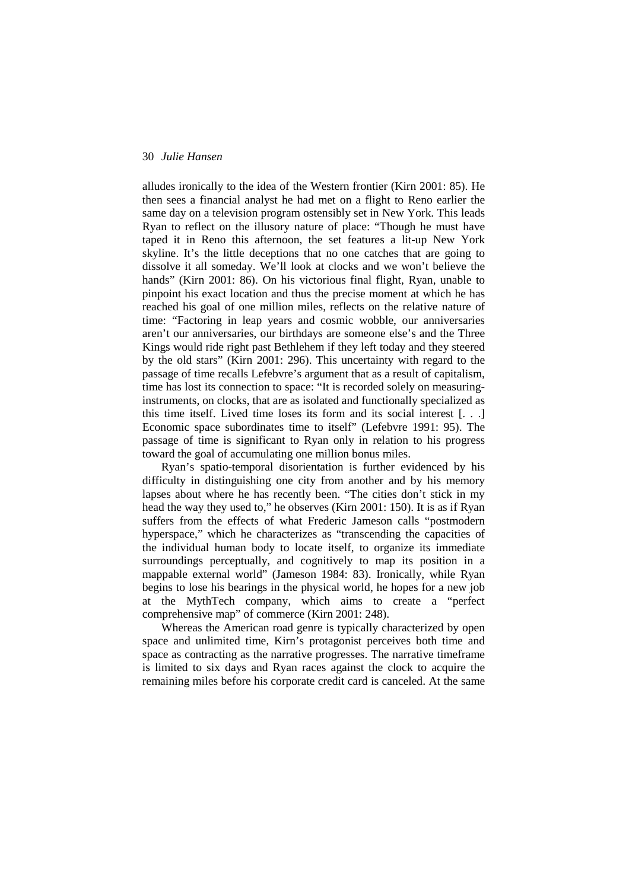alludes ironically to the idea of the Western frontier (Kirn 2001: 85). He then sees a financial analyst he had met on a flight to Reno earlier the same day on a television program ostensibly set in New York. This leads Ryan to reflect on the illusory nature of place: "Though he must have taped it in Reno this afternoon, the set features a lit-up New York skyline. It's the little deceptions that no one catches that are going to dissolve it all someday. We'll look at clocks and we won't believe the hands" (Kirn 2001: 86). On his victorious final flight, Ryan, unable to pinpoint his exact location and thus the precise moment at which he has reached his goal of one million miles, reflects on the relative nature of time: "Factoring in leap years and cosmic wobble, our anniversaries aren't our anniversaries, our birthdays are someone else's and the Three Kings would ride right past Bethlehem if they left today and they steered by the old stars" (Kirn 2001: 296). This uncertainty with regard to the passage of time recalls Lefebvre's argument that as a result of capitalism, time has lost its connection to space: "It is recorded solely on measuring-instruments, on clocks, that are as isolated and functionally specialized as this time itself. Lived time loses its form and its social interest [. . .] Economic space subordinates time to itself" (Lefebvre 1991: 95). The passage of time is significant to Ryan only in relation to his progress toward the goal of accumulating one million bonus miles.

Ryan's spatio-temporal disorientation is further evidenced by his difficulty in distinguishing one city from another and by his memory lapses about where he has recently been. "The cities don't stick in my head the way they used to," he observes (Kirn 2001: 150). It is as if Ryan suffers from the effects of what Frederic Jameson calls "postmodern hyperspace," which he characterizes as "transcending the capacities of the individual human body to locate itself, to organize its immediate surroundings perceptually, and cognitively to map its position in a mappable external world" (Jameson 1984: 83). Ironically, while Ryan begins to lose his bearings in the physical world, he hopes for a new job at the MythTech company, which aims to create a "perfect comprehensive map" of commerce (Kirn 2001: 248).

Whereas the American road genre is typically characterized by open space and unlimited time, Kirn's protagonist perceives both time and space as contracting as the narrative progresses. The narrative timeframe is limited to six days and Ryan races against the clock to acquire the remaining miles before his corporate credit card is canceled. At the same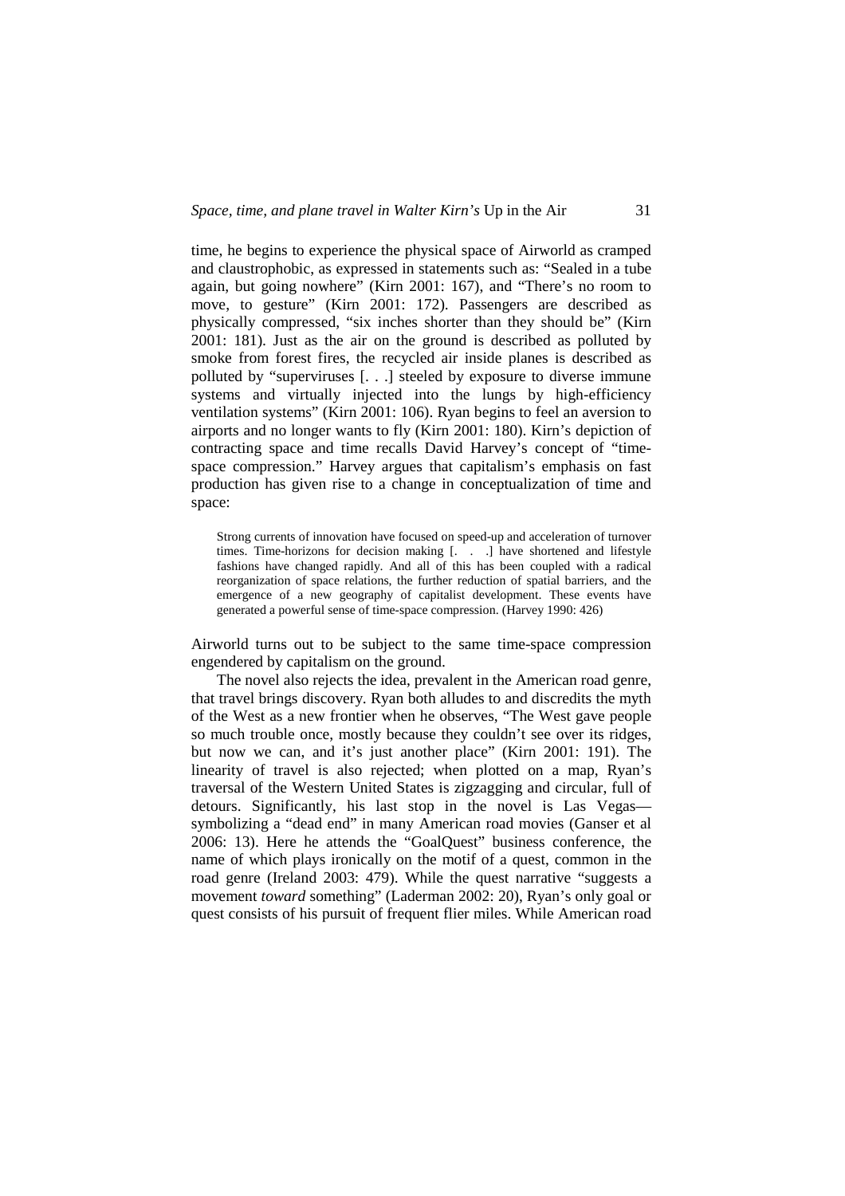time, he begins to experience the physical space of Airworld as cramped and claustrophobic, as expressed in statements such as: “Sealed in a tube again, but going nowhere” (Kirn 2001: 167), and “There’s no room to move, to gesture” (Kirn 2001: 172). Passengers are described as physically compressed, “six inches shorter than they should be” (Kirn 2001: 181). Just as the air on the ground is described as polluted by smoke from forest fires, the recycled air inside planes is described as polluted by “superviruses [. . .] steeled by exposure to diverse immune systems and virtually injected into the lungs by high-efficiency ventilation systems” (Kirn 2001: 106). Ryan begins to feel an aversion to airports and no longer wants to fly (Kirn 2001: 180). Kirn’s depiction of contracting space and time recalls David Harvey’s concept of “time-space compression.” Harvey argues that capitalism’s emphasis on fast production has given rise to a change in conceptualization of time and space:

> Strong currents of innovation have focused on speed-up and acceleration of turnover times. Time-horizons for decision making [. . .] have shortened and lifestyle fashions have changed rapidly. And all of this has been coupled with a radical reorganization of space relations, the further reduction of spatial barriers, and the emergence of a new geography of capitalist development. These events have generated a powerful sense of time-space compression. (Harvey 1990: 426)

Airworld turns out to be subject to the same time-space compression engendered by capitalism on the ground.

The novel also rejects the idea, prevalent in the American road genre, that travel brings discovery. Ryan both alludes to and discredits the myth of the West as a new frontier when he observes, “The West gave people so much trouble once, mostly because they couldn’t see over its ridges, but now we can, and it’s just another place” (Kirn 2001: 191). The linearity of travel is also rejected; when plotted on a map, Ryan’s traversal of the Western United States is zigzagging and circular, full of detours. Significantly, his last stop in the novel is Las Vegas—symbolizing a “dead end” in many American road movies (Ganser et al 2006: 13). Here he attends the “GoalQuest” business conference, the name of which plays ironically on the motif of a quest, common in the road genre (Ireland 2003: 479). While the quest narrative “suggests a movement *toward* something” (Laderman 2002: 20), Ryan’s only goal or quest consists of his pursuit of frequent flier miles. While American road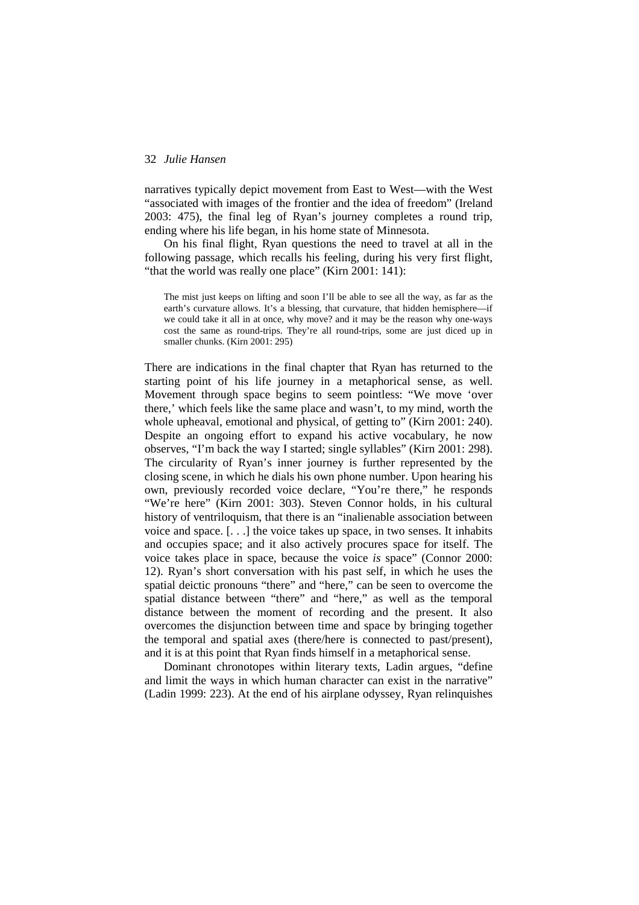narratives typically depict movement from East to West—with the West "associated with images of the frontier and the idea of freedom" (Ireland 2003: 475), the final leg of Ryan's journey completes a round trip, ending where his life began, in his home state of Minnesota.

On his final flight, Ryan questions the need to travel at all in the following passage, which recalls his feeling, during his very first flight, "that the world was really one place" (Kirn 2001: 141):

> The mist just keeps on lifting and soon I'll be able to see all the way, as far as the earth's curvature allows. It's a blessing, that curvature, that hidden hemisphere—if we could take it all in at once, why move? and it may be the reason why one-ways cost the same as round-trips. They're all round-trips, some are just diced up in smaller chunks. (Kirn 2001: 295)

There are indications in the final chapter that Ryan has returned to the starting point of his life journey in a metaphorical sense, as well. Movement through space begins to seem pointless: "We move 'over there,' which feels like the same place and wasn't, to my mind, worth the whole upheaval, emotional and physical, of getting to" (Kirn 2001: 240). Despite an ongoing effort to expand his active vocabulary, he now observes, "I'm back the way I started; single syllables" (Kirn 2001: 298). The circularity of Ryan's inner journey is further represented by the closing scene, in which he dials his own phone number. Upon hearing his own, previously recorded voice declare, "You're there," he responds "We're here" (Kirn 2001: 303). Steven Connor holds, in his cultural history of ventriloquism, that there is an "inalienable association between voice and space. [. . .] the voice takes up space, in two senses. It inhabits and occupies space; and it also actively procures space for itself. The voice takes place in space, because the voice *is* space" (Connor 2000: 12). Ryan's short conversation with his past self, in which he uses the spatial deictic pronouns "there" and "here," can be seen to overcome the spatial distance between "there" and "here," as well as the temporal distance between the moment of recording and the present. It also overcomes the disjunction between time and space by bringing together the temporal and spatial axes (there/here is connected to past/present), and it is at this point that Ryan finds himself in a metaphorical sense.

Dominant chronotopes within literary texts, Ladin argues, "define and limit the ways in which human character can exist in the narrative" (Ladin 1999: 223). At the end of his airplane odyssey, Ryan relinquishes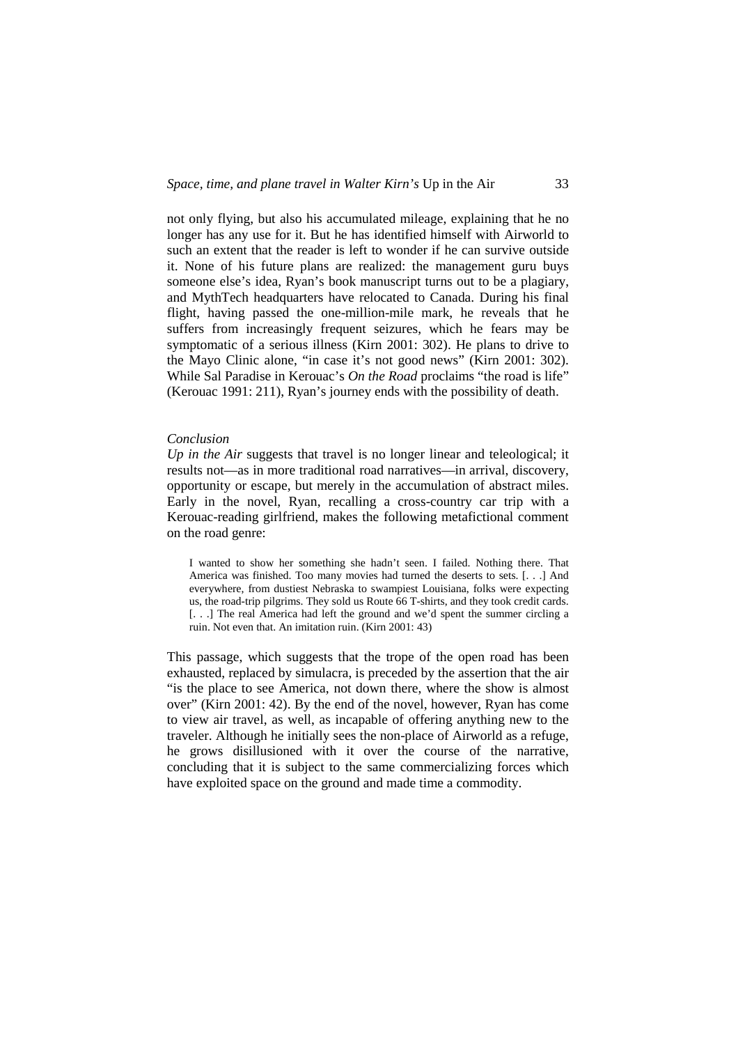not only flying, but also his accumulated mileage, explaining that he no longer has any use for it. But he has identified himself with Airworld to such an extent that the reader is left to wonder if he can survive outside it. None of his future plans are realized: the management guru buys someone else's idea, Ryan's book manuscript turns out to be a plagiary, and MythTech headquarters have relocated to Canada. During his final flight, having passed the one-million-mile mark, he reveals that he suffers from increasingly frequent seizures, which he fears may be symptomatic of a serious illness (Kirn 2001: 302). He plans to drive to the Mayo Clinic alone, "in case it's not good news" (Kirn 2001: 302). While Sal Paradise in Kerouac's *On the Road* proclaims "the road is life" (Kerouac 1991: 211), Ryan's journey ends with the possibility of death.

*Conclusion*

*Up in the Air* suggests that travel is no longer linear and teleological; it results not—as in more traditional road narratives—in arrival, discovery, opportunity or escape, but merely in the accumulation of abstract miles. Early in the novel, Ryan, recalling a cross-country car trip with a Kerouac-reading girlfriend, makes the following metafictional comment on the road genre:

> I wanted to show her something she hadn't seen. I failed. Nothing there. That America was finished. Too many movies had turned the deserts to sets. [. . .] And everywhere, from dustiest Nebraska to swampiest Louisiana, folks were expecting us, the road-trip pilgrims. They sold us Route 66 T-shirts, and they took credit cards. [. . .] The real America had left the ground and we'd spent the summer circling a ruin. Not even that. An imitation ruin. (Kirn 2001: 43)

This passage, which suggests that the trope of the open road has been exhausted, replaced by simulacra, is preceded by the assertion that the air "is the place to see America, not down there, where the show is almost over" (Kirn 2001: 42). By the end of the novel, however, Ryan has come to view air travel, as well, as incapable of offering anything new to the traveler. Although he initially sees the non-place of Airworld as a refuge, he grows disillusioned with it over the course of the narrative, concluding that it is subject to the same commercializing forces which have exploited space on the ground and made time a commodity.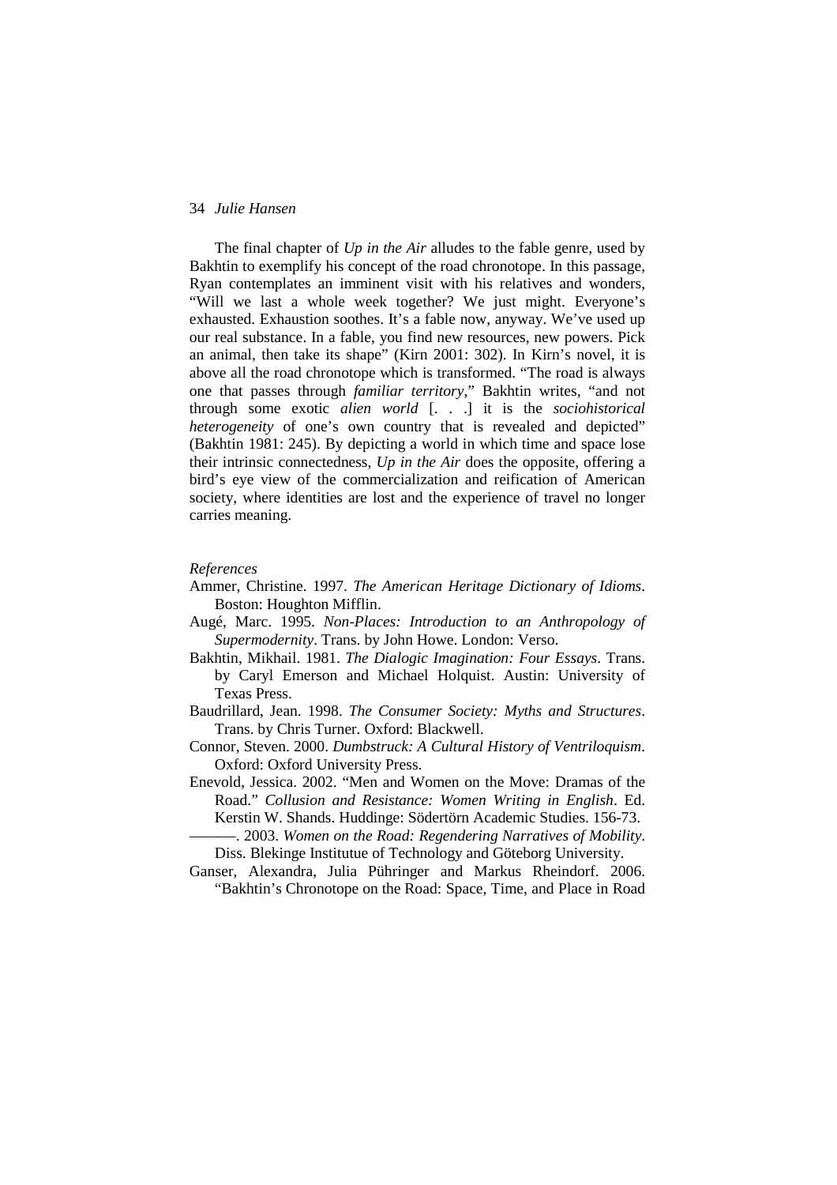The final chapter of *Up in the Air* alludes to the fable genre, used by Bakhtin to exemplify his concept of the road chronotope. In this passage, Ryan contemplates an imminent visit with his relatives and wonders, "Will we last a whole week together? We just might. Everyone's exhausted. Exhaustion soothes. It's a fable now, anyway. We've used up our real substance. In a fable, you find new resources, new powers. Pick an animal, then take its shape" (Kirn 2001: 302). In Kirn's novel, it is above all the road chronotope which is transformed. "The road is always one that passes through *familiar territory*," Bakhtin writes, "and not through some exotic *alien world* [. . .] it is the *sociohistorical heterogeneity* of one's own country that is revealed and depicted" (Bakhtin 1981: 245). By depicting a world in which time and space lose their intrinsic connectedness, *Up in the Air* does the opposite, offering a bird's eye view of the commercialization and reification of American society, where identities are lost and the experience of travel no longer carries meaning.

*References*

Ammer, Christine. 1997. *The American Heritage Dictionary of Idioms*. Boston: Houghton Mifflin.

Augé, Marc. 1995. *Non-Places: Introduction to an Anthropology of Supermodernity*. Trans. by John Howe. London: Verso.

Bakhtin, Mikhail. 1981. *The Dialogic Imagination: Four Essays*. Trans. by Caryl Emerson and Michael Holquist. Austin: University of Texas Press.

Baudrillard, Jean. 1998. *The Consumer Society: Myths and Structures*. Trans. by Chris Turner. Oxford: Blackwell.

Connor, Steven. 2000. *Dumbstruck: A Cultural History of Ventriloquism*. Oxford: Oxford University Press.

Enevold, Jessica. 2002. "Men and Women on the Move: Dramas of the Road." *Collusion and Resistance: Women Writing in English*. Ed. Kerstin W. Shands. Huddinge: Södertörn Academic Studies. 156-73.

———. 2003. *Women on the Road: Regendering Narratives of Mobility*. Diss. Blekinge Institutue of Technology and Göteborg University.

Ganser, Alexandra, Julia Pühringer and Markus Rheindorf. 2006. "Bakhtin's Chronotope on the Road: Space, Time, and Place in Road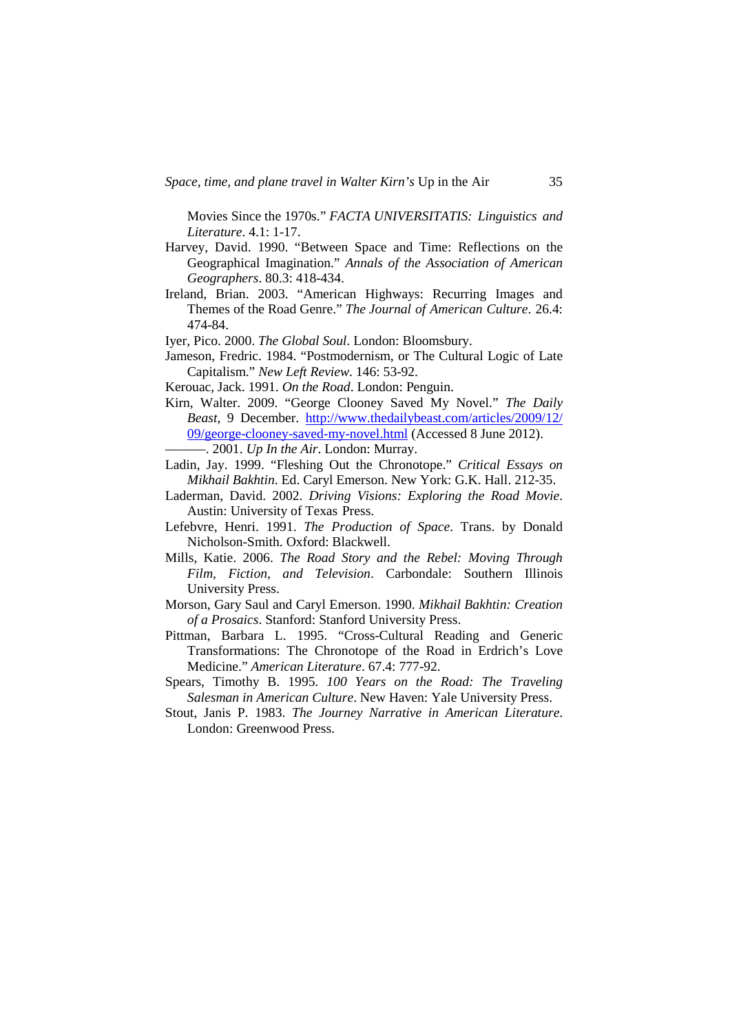Movies Since the 1970s." *FACTA UNIVERSITATIS: Linguistics and Literature*. 4.1: 1-17.

Harvey, David. 1990. "Between Space and Time: Reflections on the Geographical Imagination." *Annals of the Association of American Geographers*. 80.3: 418-434.

Ireland, Brian. 2003. "American Highways: Recurring Images and Themes of the Road Genre." *The Journal of American Culture*. 26.4: 474-84.

Iyer, Pico. 2000. *The Global Soul*. London: Bloomsbury.

Jameson, Fredric. 1984. "Postmodernism, or The Cultural Logic of Late Capitalism." *New Left Review*. 146: 53-92.

Kerouac, Jack. 1991. *On the Road*. London: Penguin.

Kirn, Walter. 2009. "George Clooney Saved My Novel." *The Daily Beast*, 9 December. http://www.thedailybeast.com/articles/2009/12/09/george-clooney-saved-my-novel.html (Accessed 8 June 2012).

———. 2001. *Up In the Air*. London: Murray.

Ladin, Jay. 1999. "Fleshing Out the Chronotope." *Critical Essays on Mikhail Bakhtin*. Ed. Caryl Emerson. New York: G.K. Hall. 212-35.

Laderman, David. 2002. *Driving Visions: Exploring the Road Movie*. Austin: University of Texas Press.

Lefebvre, Henri. 1991. *The Production of Space*. Trans. by Donald Nicholson-Smith. Oxford: Blackwell.

Mills, Katie. 2006. *The Road Story and the Rebel: Moving Through Film, Fiction, and Television*. Carbondale: Southern Illinois University Press.

Morson, Gary Saul and Caryl Emerson. 1990. *Mikhail Bakhtin: Creation of a Prosaics*. Stanford: Stanford University Press.

Pittman, Barbara L. 1995. "Cross-Cultural Reading and Generic Transformations: The Chronotope of the Road in Erdrich's Love Medicine." *American Literature*. 67.4: 777-92.

Spears, Timothy B. 1995. *100 Years on the Road: The Traveling Salesman in American Culture*. New Haven: Yale University Press.

Stout, Janis P. 1983. *The Journey Narrative in American Literature*. London: Greenwood Press.